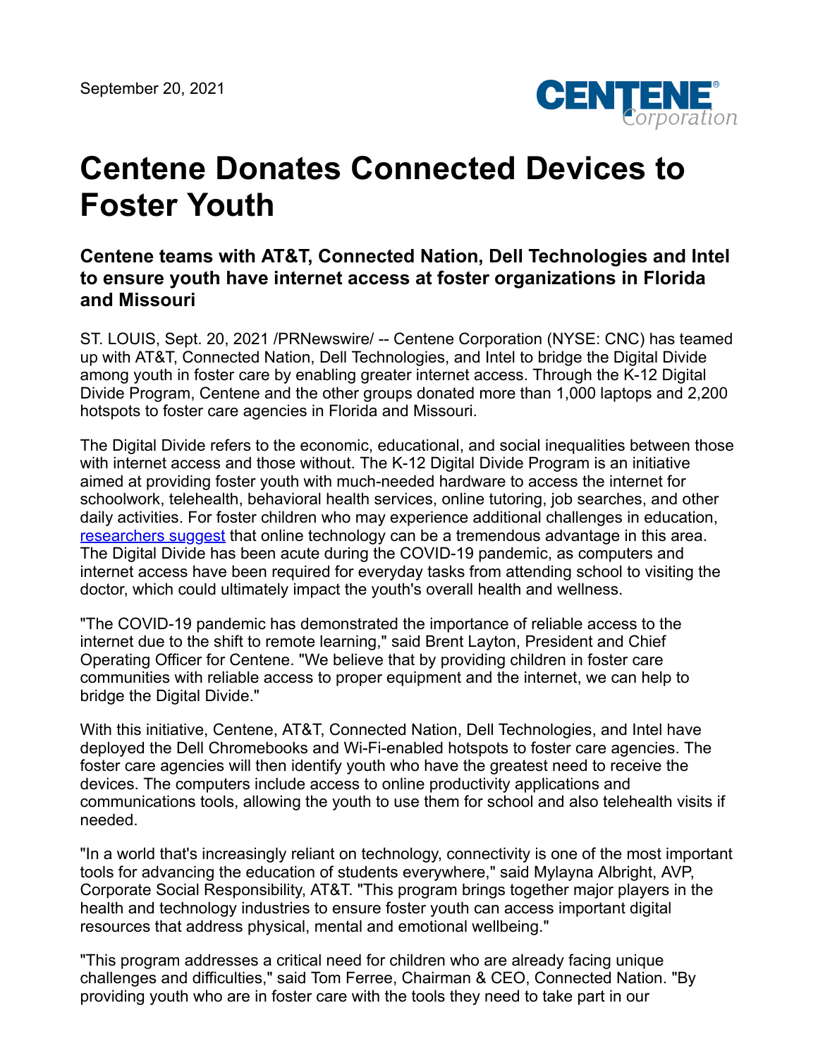September 20, 2021

# Centene Donates Connected Devices to Foster Youth

## Centene teams with AT&T, Connected Nation, Dell Technologies and Intel to ensure youth have internet access at foster organizations in Florida and Missouri

ST. LOUIS, Sept. 20, 2021 /PRNewswire/ -- Centene Corporation (NYSE: CNC) has teamed up with AT&T, Connected Nation, Dell Technologies, and Intel to bridge the Digital Divide among youth in foster care by enabling greater internet access. Through the K-12 Digital Divide Program, Centene and the other groups donated more than 1,000 laptops and 2,200 hotspots to foster care agencies in Florida and Missouri.

The Digital Divide refers to the economic, educational, and social inequalities between those with internet access and those without. The K-12 Digital Divide Program is an initiative aimed at providing foster youth with much-needed hardware to access the internet for schoolwork, telehealth, behavioral health services, online tutoring, job searches, and other daily activities. For foster children who may experience additional challenges in education, researchers suggest that online technology can be a tremendous advantage in this area. The Digital Divide has been acute during the COVID-19 pandemic, as computers and internet access have been required for everyday tasks from attending school to visiting the doctor, which could ultimately impact the youth's overall health and wellness.

"The COVID-19 pandemic has demonstrated the importance of reliable access to the internet due to the shift to remote learning," said Brent Layton, President and Chief Operating Officer for Centene. "We believe that by providing children in foster care communities with reliable access to proper equipment and the internet, we can help to bridge the Digital Divide."

With this initiative, Centene, AT&T, Connected Nation, Dell Technologies, and Intel have deployed the Dell Chromebooks and Wi-Fi-enabled hotspots to foster care agencies. The foster care agencies will then identify youth who have the greatest need to receive the devices. The computers include access to online productivity applications and communications tools, allowing the youth to use them for school and also telehealth visits if needed.

"In a world that's increasingly reliant on technology, connectivity is one of the most important tools for advancing the education of students everywhere," said Mylayna Albright, AVP, Corporate Social Responsibility, AT&T. "This program brings together major players in the health and technology industries to ensure foster youth can access important digital resources that address physical, mental and emotional wellbeing."

"This program addresses a critical need for children who are already facing unique challenges and difficulties," said Tom Ferree, Chairman & CEO, Connected Nation. "By providing youth who are in foster care with the tools they need to take part in our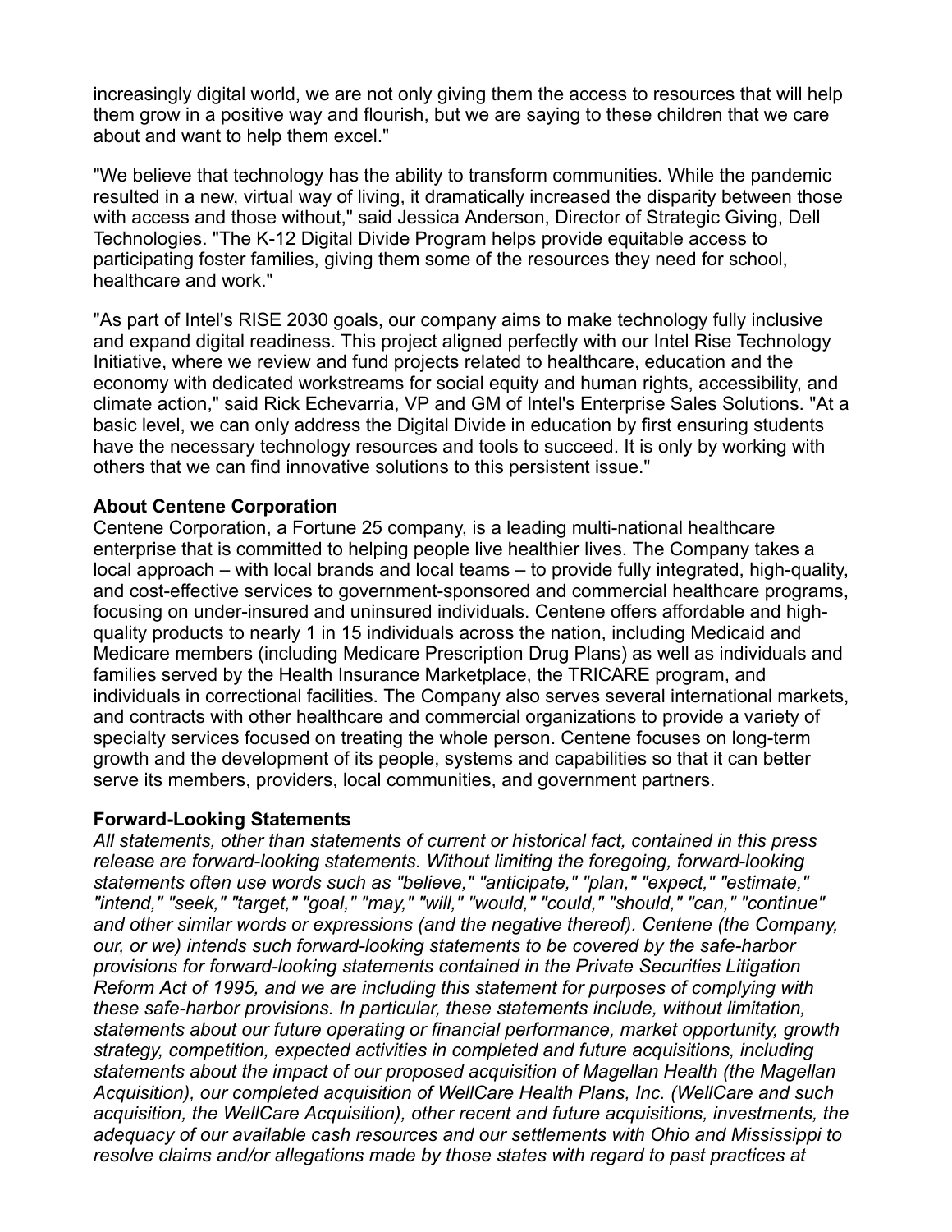increasingly digital world, we are not only giving them the access to resources that will help them grow in a positive way and flourish, but we are saying to these children that we care about and want to help them excel."

"We believe that technology has the ability to transform communities. While the pandemic resulted in a new, virtual way of living, it dramatically increased the disparity between those with access and those without," said Jessica Anderson, Director of Strategic Giving, Dell Technologies. "The K-12 Digital Divide Program helps provide equitable access to participating foster families, giving them some of the resources they need for school, healthcare and work."

"As part of Intel's RISE 2030 goals, our company aims to make technology fully inclusive and expand digital readiness. This project aligned perfectly with our Intel Rise Technology Initiative, where we review and fund projects related to healthcare, education and the economy with dedicated workstreams for social equity and human rights, accessibility, and climate action," said Rick Echevarria, VP and GM of Intel's Enterprise Sales Solutions. "At a basic level, we can only address the Digital Divide in education by first ensuring students have the necessary technology resources and tools to succeed. It is only by working with others that we can find innovative solutions to this persistent issue."

**About Centene Corporation**
Centene Corporation, a Fortune 25 company, is a leading multi-national healthcare enterprise that is committed to helping people live healthier lives. The Company takes a local approach – with local brands and local teams – to provide fully integrated, high-quality, and cost-effective services to government-sponsored and commercial healthcare programs, focusing on under-insured and uninsured individuals. Centene offers affordable and high-quality products to nearly 1 in 15 individuals across the nation, including Medicaid and Medicare members (including Medicare Prescription Drug Plans) as well as individuals and families served by the Health Insurance Marketplace, the TRICARE program, and individuals in correctional facilities. The Company also serves several international markets, and contracts with other healthcare and commercial organizations to provide a variety of specialty services focused on treating the whole person. Centene focuses on long-term growth and the development of its people, systems and capabilities so that it can better serve its members, providers, local communities, and government partners.

**Forward-Looking Statements**
*All statements, other than statements of current or historical fact, contained in this press release are forward-looking statements. Without limiting the foregoing, forward-looking statements often use words such as "believe," "anticipate," "plan," "expect," "estimate," "intend," "seek," "target," "goal," "may," "will," "would," "could," "should," "can," "continue" and other similar words or expressions (and the negative thereof). Centene (the Company, our, or we) intends such forward-looking statements to be covered by the safe-harbor provisions for forward-looking statements contained in the Private Securities Litigation Reform Act of 1995, and we are including this statement for purposes of complying with these safe-harbor provisions. In particular, these statements include, without limitation, statements about our future operating or financial performance, market opportunity, growth strategy, competition, expected activities in completed and future acquisitions, including statements about the impact of our proposed acquisition of Magellan Health (the Magellan Acquisition), our completed acquisition of WellCare Health Plans, Inc. (WellCare and such acquisition, the WellCare Acquisition), other recent and future acquisitions, investments, the adequacy of our available cash resources and our settlements with Ohio and Mississippi to resolve claims and/or allegations made by those states with regard to past practices at*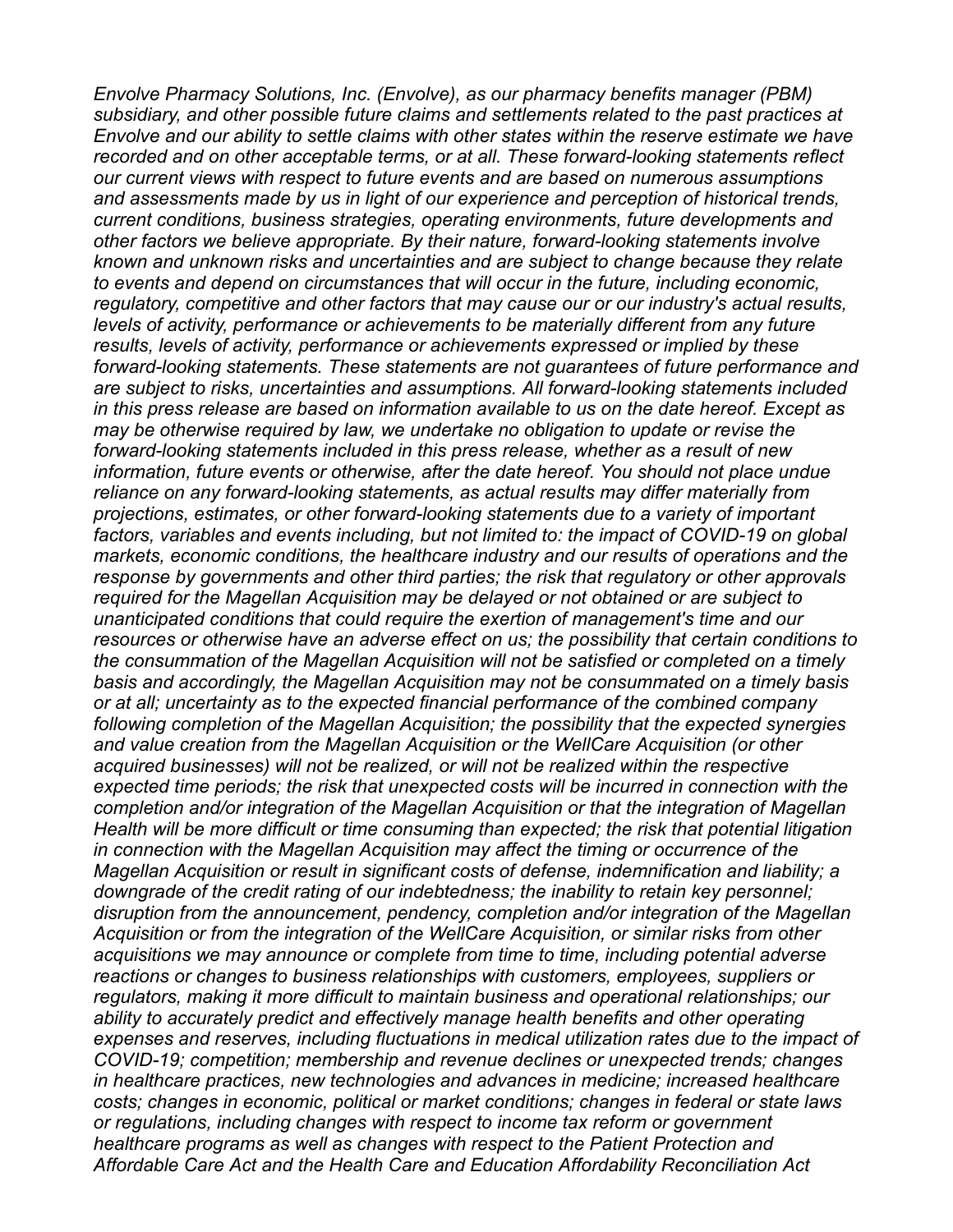*Envolve Pharmacy Solutions, Inc. (Envolve), as our pharmacy benefits manager (PBM) subsidiary, and other possible future claims and settlements related to the past practices at Envolve and our ability to settle claims with other states within the reserve estimate we have recorded and on other acceptable terms, or at all. These forward-looking statements reflect our current views with respect to future events and are based on numerous assumptions and assessments made by us in light of our experience and perception of historical trends, current conditions, business strategies, operating environments, future developments and other factors we believe appropriate. By their nature, forward-looking statements involve known and unknown risks and uncertainties and are subject to change because they relate to events and depend on circumstances that will occur in the future, including economic, regulatory, competitive and other factors that may cause our or our industry's actual results, levels of activity, performance or achievements to be materially different from any future results, levels of activity, performance or achievements expressed or implied by these forward-looking statements. These statements are not guarantees of future performance and are subject to risks, uncertainties and assumptions. All forward-looking statements included in this press release are based on information available to us on the date hereof. Except as may be otherwise required by law, we undertake no obligation to update or revise the forward-looking statements included in this press release, whether as a result of new information, future events or otherwise, after the date hereof. You should not place undue reliance on any forward-looking statements, as actual results may differ materially from projections, estimates, or other forward-looking statements due to a variety of important factors, variables and events including, but not limited to: the impact of COVID-19 on global markets, economic conditions, the healthcare industry and our results of operations and the response by governments and other third parties; the risk that regulatory or other approvals required for the Magellan Acquisition may be delayed or not obtained or are subject to unanticipated conditions that could require the exertion of management's time and our resources or otherwise have an adverse effect on us; the possibility that certain conditions to the consummation of the Magellan Acquisition will not be satisfied or completed on a timely basis and accordingly, the Magellan Acquisition may not be consummated on a timely basis or at all; uncertainty as to the expected financial performance of the combined company following completion of the Magellan Acquisition; the possibility that the expected synergies and value creation from the Magellan Acquisition or the WellCare Acquisition (or other acquired businesses) will not be realized, or will not be realized within the respective expected time periods; the risk that unexpected costs will be incurred in connection with the completion and/or integration of the Magellan Acquisition or that the integration of Magellan Health will be more difficult or time consuming than expected; the risk that potential litigation in connection with the Magellan Acquisition may affect the timing or occurrence of the Magellan Acquisition or result in significant costs of defense, indemnification and liability; a downgrade of the credit rating of our indebtedness; the inability to retain key personnel; disruption from the announcement, pendency, completion and/or integration of the Magellan Acquisition or from the integration of the WellCare Acquisition, or similar risks from other acquisitions we may announce or complete from time to time, including potential adverse reactions or changes to business relationships with customers, employees, suppliers or regulators, making it more difficult to maintain business and operational relationships; our ability to accurately predict and effectively manage health benefits and other operating expenses and reserves, including fluctuations in medical utilization rates due to the impact of COVID-19; competition; membership and revenue declines or unexpected trends; changes in healthcare practices, new technologies and advances in medicine; increased healthcare costs; changes in economic, political or market conditions; changes in federal or state laws or regulations, including changes with respect to income tax reform or government healthcare programs as well as changes with respect to the Patient Protection and Affordable Care Act and the Health Care and Education Affordability Reconciliation Act*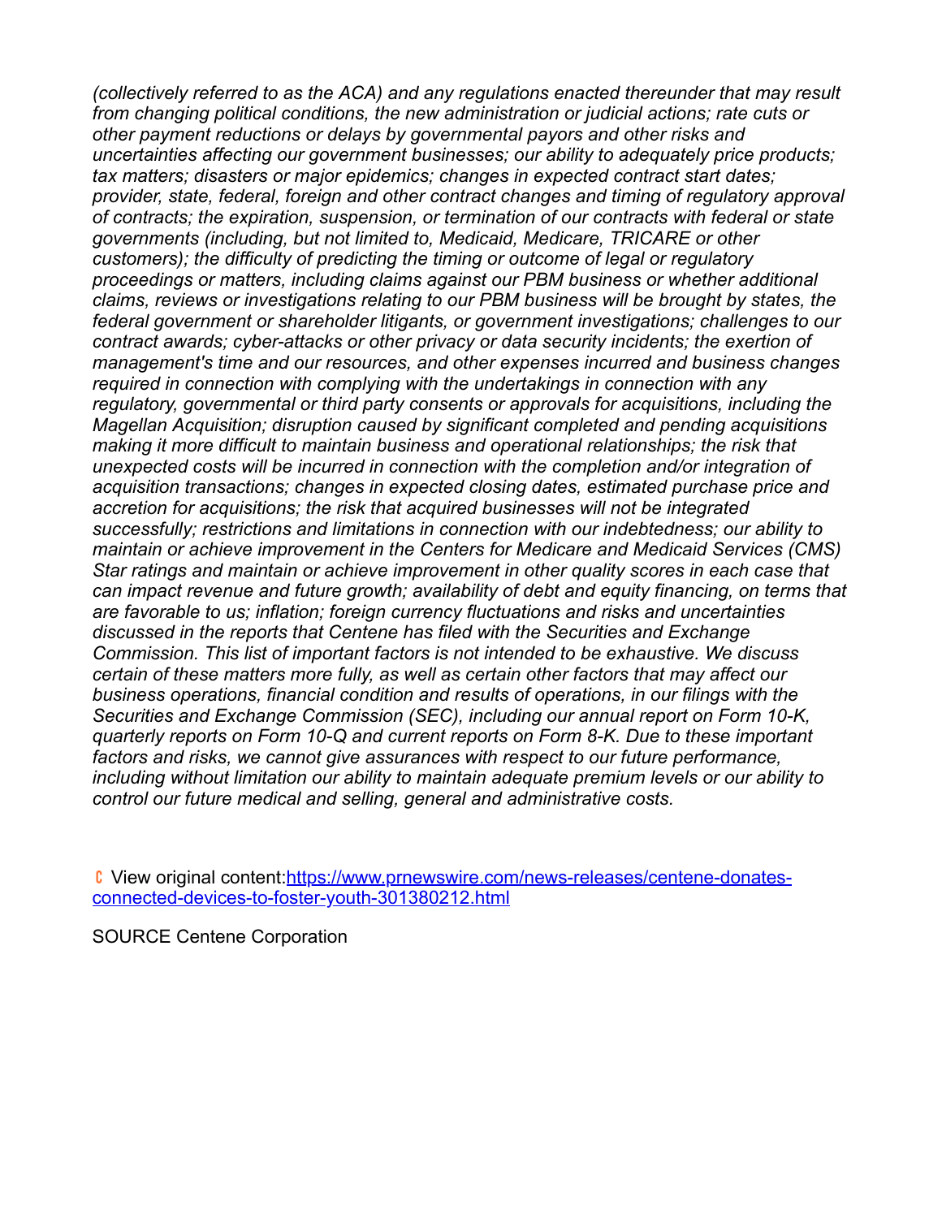*(collectively referred to as the ACA) and any regulations enacted thereunder that may result from changing political conditions, the new administration or judicial actions; rate cuts or other payment reductions or delays by governmental payors and other risks and uncertainties affecting our government businesses; our ability to adequately price products; tax matters; disasters or major epidemics; changes in expected contract start dates; provider, state, federal, foreign and other contract changes and timing of regulatory approval of contracts; the expiration, suspension, or termination of our contracts with federal or state governments (including, but not limited to, Medicaid, Medicare, TRICARE or other customers); the difficulty of predicting the timing or outcome of legal or regulatory proceedings or matters, including claims against our PBM business or whether additional claims, reviews or investigations relating to our PBM business will be brought by states, the federal government or shareholder litigants, or government investigations; challenges to our contract awards; cyber-attacks or other privacy or data security incidents; the exertion of management's time and our resources, and other expenses incurred and business changes required in connection with complying with the undertakings in connection with any regulatory, governmental or third party consents or approvals for acquisitions, including the Magellan Acquisition; disruption caused by significant completed and pending acquisitions making it more difficult to maintain business and operational relationships; the risk that unexpected costs will be incurred in connection with the completion and/or integration of acquisition transactions; changes in expected closing dates, estimated purchase price and accretion for acquisitions; the risk that acquired businesses will not be integrated successfully; restrictions and limitations in connection with our indebtedness; our ability to maintain or achieve improvement in the Centers for Medicare and Medicaid Services (CMS) Star ratings and maintain or achieve improvement in other quality scores in each case that can impact revenue and future growth; availability of debt and equity financing, on terms that are favorable to us; inflation; foreign currency fluctuations and risks and uncertainties discussed in the reports that Centene has filed with the Securities and Exchange Commission. This list of important factors is not intended to be exhaustive. We discuss certain of these matters more fully, as well as certain other factors that may affect our business operations, financial condition and results of operations, in our filings with the Securities and Exchange Commission (SEC), including our annual report on Form 10-K, quarterly reports on Form 10-Q and current reports on Form 8-K. Due to these important factors and risks, we cannot give assurances with respect to our future performance, including without limitation our ability to maintain adequate premium levels or our ability to control our future medical and selling, general and administrative costs.*

View original content:https://www.prnewswire.com/news-releases/centene-donates-connected-devices-to-foster-youth-301380212.html

SOURCE Centene Corporation